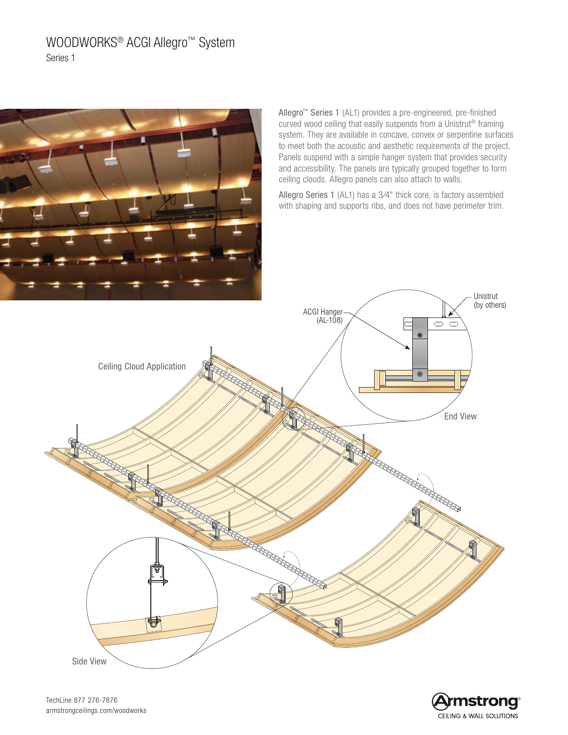# WOODWORKS® ACGI Allegro™ System

Series 1

Allegro™ Series 1 (AL1) provides a pre-engineered, pre-finished curved wood ceiling that easily suspends from a Unistrut® framing system. They are available in concave, convex or serpentine surfaces to meet both the acoustic and aesthetic requirements of the project. Panels suspend with a simple hanger system that provides security and accessibility. The panels are typically grouped together to form ceiling clouds. Allegro panels can also attach to walls.

Allegro Series 1 (AL1) has a 3⁄4" thick core, is factory assembled with shaping and supports ribs, and does not have perimeter trim.

Ceiling Cloud Application

ACGI Hanger (AL-108)

Unistrut (by others)

End View

Side View

TechLine 877 276-7876
armstrongceilings.com/woodworks

Armstrong® CEILING & WALL SOLUTIONS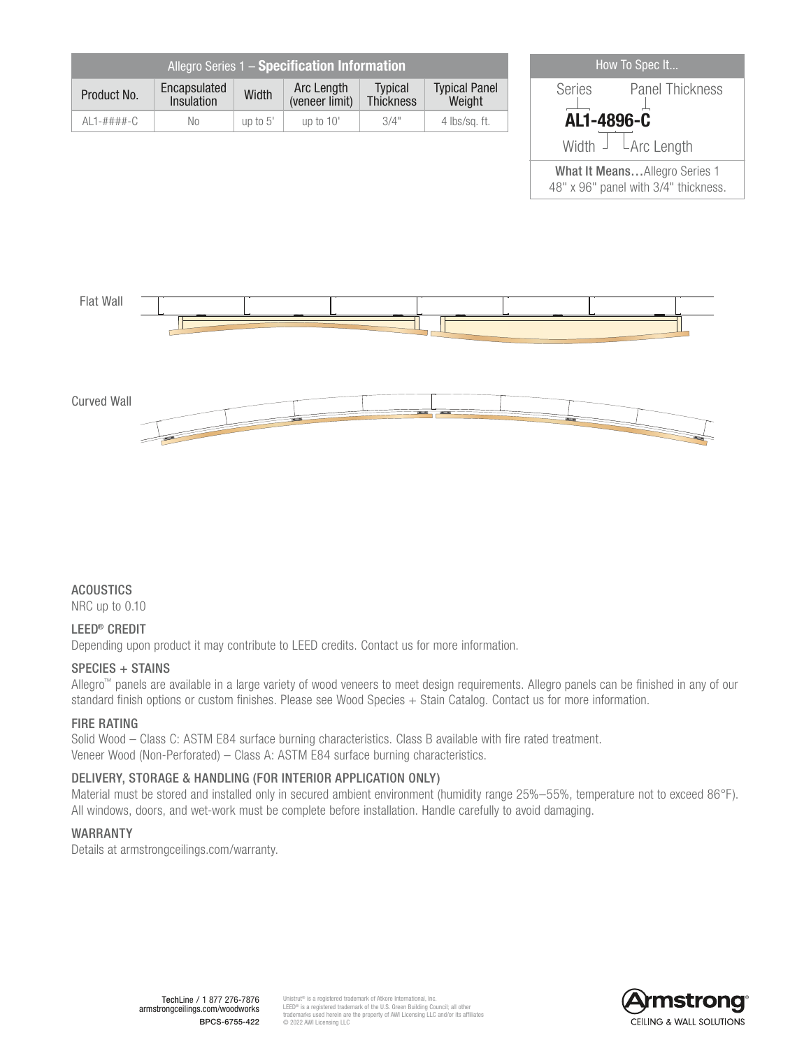| Allegro Series 1 – **Specification Information** | | | | | |
|---|---|---|---|---|---|
| Product No. | Encapsulated Insulation | Width | Arc Length (veneer limit) | Typical Thickness | Typical Panel Weight |
| AL1-####-C | No | up to 5' | up to 10' | 3/4" | 4 lbs/sq. ft. |

**How To Spec It...**

Series — Panel Thickness

**AL1-4896-C**

Width — Arc Length

**What It Means…** Allegro Series 1 48" x 96" panel with 3/4" thickness.

Flat Wall

Curved Wall

### ACOUSTICS

NRC up to 0.10

### LEED® CREDIT

Depending upon product it may contribute to LEED credits. Contact us for more information.

### SPECIES + STAINS

Allegro™ panels are available in a large variety of wood veneers to meet design requirements. Allegro panels can be finished in any of our standard finish options or custom finishes. Please see Wood Species + Stain Catalog. Contact us for more information.

### FIRE RATING

Solid Wood – Class C: ASTM E84 surface burning characteristics. Class B available with fire rated treatment.
Veneer Wood (Non-Perforated) – Class A: ASTM E84 surface burning characteristics.

### DELIVERY, STORAGE & HANDLING (FOR INTERIOR APPLICATION ONLY)

Material must be stored and installed only in secured ambient environment (humidity range 25%–55%, temperature not to exceed 86°F). All windows, doors, and wet-work must be complete before installation. Handle carefully to avoid damaging.

### WARRANTY

Details at armstrongceilings.com/warranty.

**Tech**Line / 1 877 276-7876
armstrongceilings.com/woodworks
BPCS-6755-422

Unistrut® is a registered trademark of Atkore International, Inc.
LEED® is a registered trademark of the U.S. Green Building Council; all other trademarks used herein are the property of AWI Licensing LLC and/or its affiliates
© 2022 AWI Licensing LLC

Armstrong®
CEILING & WALL SOLUTIONS